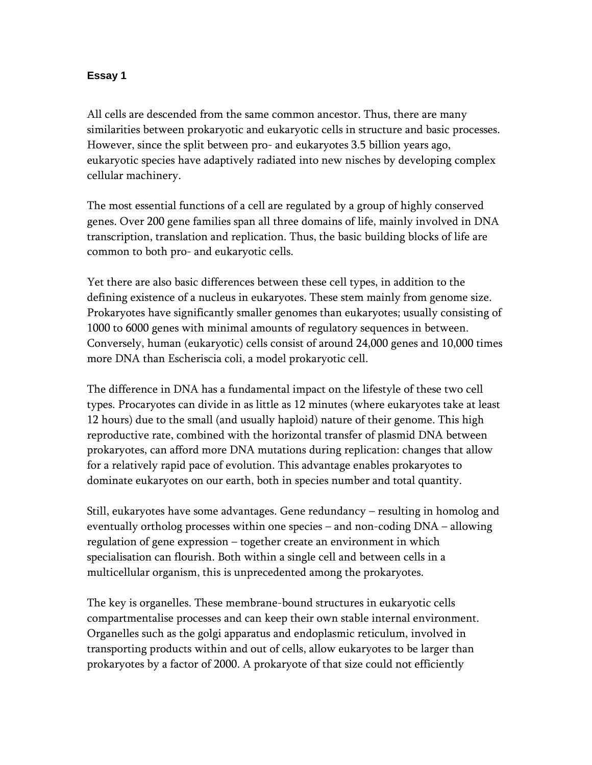**Essay 1**

All cells are descended from the same common ancestor. Thus, there are many similarities between prokaryotic and eukaryotic cells in structure and basic processes. However, since the split between pro- and eukaryotes 3.5 billion years ago, eukaryotic species have adaptively radiated into new nisches by developing complex cellular machinery.

The most essential functions of a cell are regulated by a group of highly conserved genes. Over 200 gene families span all three domains of life, mainly involved in DNA transcription, translation and replication. Thus, the basic building blocks of life are common to both pro- and eukaryotic cells.

Yet there are also basic differences between these cell types, in addition to the defining existence of a nucleus in eukaryotes. These stem mainly from genome size. Prokaryotes have significantly smaller genomes than eukaryotes; usually consisting of 1000 to 6000 genes with minimal amounts of regulatory sequences in between. Conversely, human (eukaryotic) cells consist of around 24,000 genes and 10,000 times more DNA than Escheriscia coli, a model prokaryotic cell.

The difference in DNA has a fundamental impact on the lifestyle of these two cell types. Procaryotes can divide in as little as 12 minutes (where eukaryotes take at least 12 hours) due to the small (and usually haploid) nature of their genome. This high reproductive rate, combined with the horizontal transfer of plasmid DNA between prokaryotes, can afford more DNA mutations during replication: changes that allow for a relatively rapid pace of evolution. This advantage enables prokaryotes to dominate eukaryotes on our earth, both in species number and total quantity.

Still, eukaryotes have some advantages. Gene redundancy – resulting in homolog and eventually ortholog processes within one species – and non-coding DNA – allowing regulation of gene expression – together create an environment in which specialisation can flourish. Both within a single cell and between cells in a multicellular organism, this is unprecedented among the prokaryotes.

The key is organelles. These membrane-bound structures in eukaryotic cells compartmentalise processes and can keep their own stable internal environment. Organelles such as the golgi apparatus and endoplasmic reticulum, involved in transporting products within and out of cells, allow eukaryotes to be larger than prokaryotes by a factor of 2000. A prokaryote of that size could not efficiently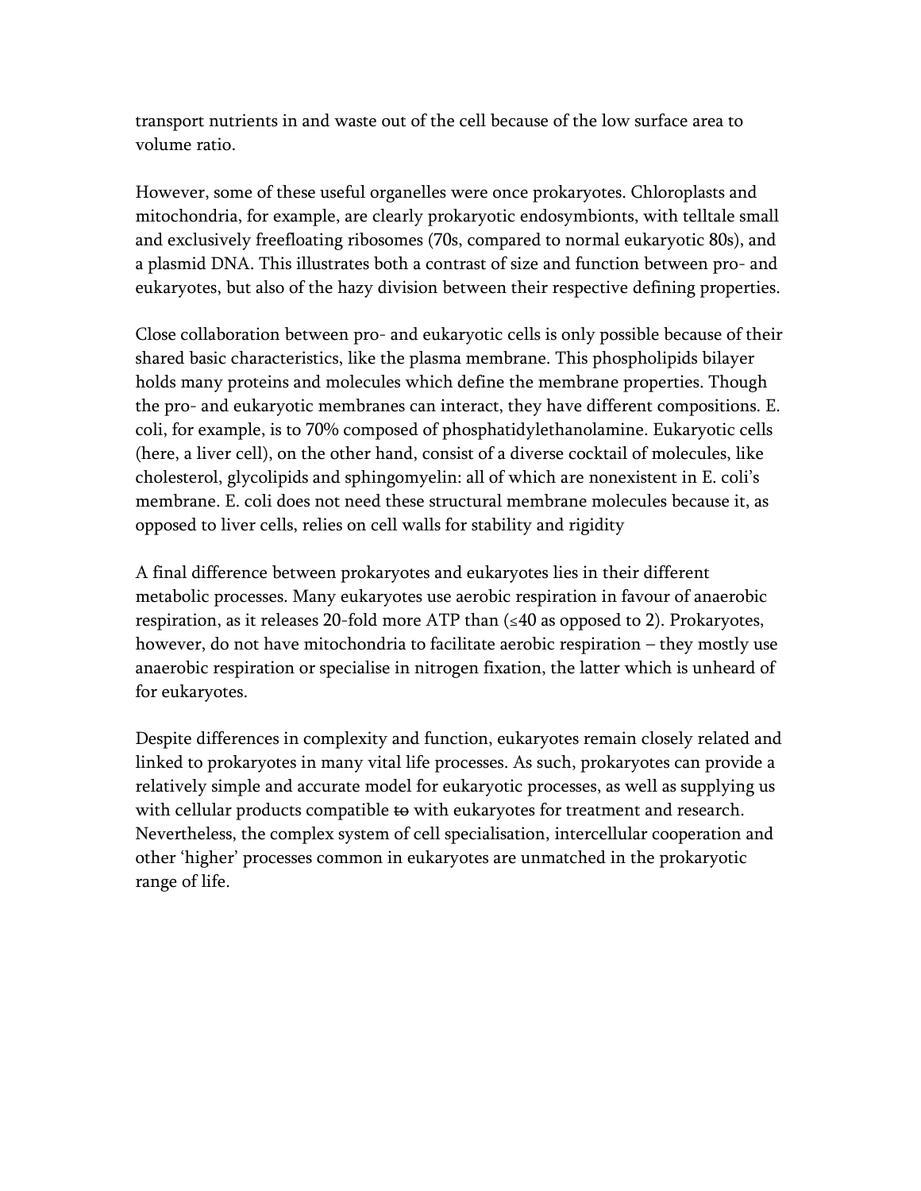transport nutrients in and waste out of the cell because of the low surface area to volume ratio.

However, some of these useful organelles were once prokaryotes. Chloroplasts and mitochondria, for example, are clearly prokaryotic endosymbionts, with telltale small and exclusively freefloating ribosomes (70s, compared to normal eukaryotic 80s), and a plasmid DNA. This illustrates both a contrast of size and function between pro- and eukaryotes, but also of the hazy division between their respective defining properties.

Close collaboration between pro- and eukaryotic cells is only possible because of their shared basic characteristics, like the plasma membrane. This phospholipids bilayer holds many proteins and molecules which define the membrane properties. Though the pro- and eukaryotic membranes can interact, they have different compositions. E. coli, for example, is to 70% composed of phosphatidylethanolamine. Eukaryotic cells (here, a liver cell), on the other hand, consist of a diverse cocktail of molecules, like cholesterol, glycolipids and sphingomyelin: all of which are nonexistent in E. coli's membrane. E. coli does not need these structural membrane molecules because it, as opposed to liver cells, relies on cell walls for stability and rigidity

A final difference between prokaryotes and eukaryotes lies in their different metabolic processes. Many eukaryotes use aerobic respiration in favour of anaerobic respiration, as it releases 20-fold more ATP than ($\leq$40 as opposed to 2). Prokaryotes, however, do not have mitochondria to facilitate aerobic respiration – they mostly use anaerobic respiration or specialise in nitrogen fixation, the latter which is unheard of for eukaryotes.

Despite differences in complexity and function, eukaryotes remain closely related and linked to prokaryotes in many vital life processes. As such, prokaryotes can provide a relatively simple and accurate model for eukaryotic processes, as well as supplying us with cellular products compatible ~~to~~ with eukaryotes for treatment and research. Nevertheless, the complex system of cell specialisation, intercellular cooperation and other 'higher' processes common in eukaryotes are unmatched in the prokaryotic range of life.